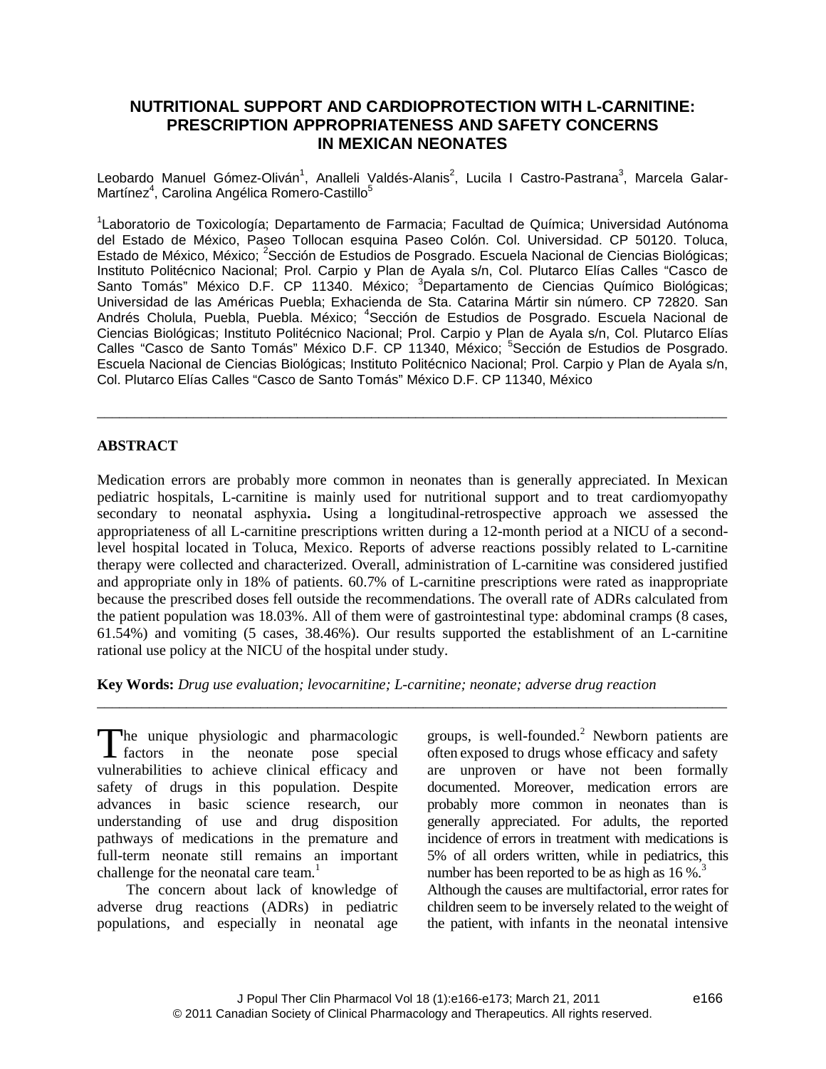# NUTRITIONAL SUPPORT AND CARDIOPROTECTION WITH L-CARNITINE: PRESCRIPTION APPROPRIATENESS AND SAFETY CONCERNS IN MEXICAN NEONATES

Leobardo Manuel Gómez-Oliván[1], Analleli Valdés-Alanis[2], Lucila I Castro-Pastrana[3], Marcela Galar-Martínez[4], Carolina Angélica Romero-Castillo[5]

[1]Laboratorio de Toxicología; Departamento de Farmacia; Facultad de Química; Universidad Autónoma del Estado de México, Paseo Tollocan esquina Paseo Colón. Col. Universidad. CP 50120. Toluca, Estado de México, México; [2]Sección de Estudios de Posgrado. Escuela Nacional de Ciencias Biológicas; Instituto Politécnico Nacional; Prol. Carpio y Plan de Ayala s/n, Col. Plutarco Elías Calles "Casco de Santo Tomás" México D.F. CP 11340. México; [3]Departamento de Ciencias Químico Biológicas; Universidad de las Américas Puebla; Exhacienda de Sta. Catarina Mártir sin número. CP 72820. San Andrés Cholula, Puebla, Puebla. México; [4]Sección de Estudios de Posgrado. Escuela Nacional de Ciencias Biológicas; Instituto Politécnico Nacional; Prol. Carpio y Plan de Ayala s/n, Col. Plutarco Elías Calles "Casco de Santo Tomás" México D.F. CP 11340, México; [5]Sección de Estudios de Posgrado. Escuela Nacional de Ciencias Biológicas; Instituto Politécnico Nacional; Prol. Carpio y Plan de Ayala s/n, Col. Plutarco Elías Calles "Casco de Santo Tomás" México D.F. CP 11340, México

---

## ABSTRACT

Medication errors are probably more common in neonates than is generally appreciated. In Mexican pediatric hospitals, L-carnitine is mainly used for nutritional support and to treat cardiomyopathy secondary to neonatal asphyxia**.** Using a longitudinal-retrospective approach we assessed the appropriateness of all L-carnitine prescriptions written during a 12-month period at a NICU of a second-level hospital located in Toluca, Mexico. Reports of adverse reactions possibly related to L-carnitine therapy were collected and characterized. Overall, administration of L-carnitine was considered justified and appropriate only in 18% of patients. 60.7% of L-carnitine prescriptions were rated as inappropriate because the prescribed doses fell outside the recommendations. The overall rate of ADRs calculated from the patient population was 18.03%. All of them were of gastrointestinal type: abdominal cramps (8 cases, 61.54%) and vomiting (5 cases, 38.46%). Our results supported the establishment of an L-carnitine rational use policy at the NICU of the hospital under study.

**Key Words:** *Drug use evaluation; levocarnitine; L-carnitine; neonate; adverse drug reaction*

---

The unique physiologic and pharmacologic factors in the neonate pose special vulnerabilities to achieve clinical efficacy and safety of drugs in this population. Despite advances in basic science research, our understanding of use and drug disposition pathways of medications in the premature and full-term neonate still remains an important challenge for the neonatal care team.[1]

The concern about lack of knowledge of adverse drug reactions (ADRs) in pediatric populations, and especially in neonatal age groups, is well-founded.[2] Newborn patients are often exposed to drugs whose efficacy and safety are unproven or have not been formally documented. Moreover, medication errors are probably more common in neonates than is generally appreciated. For adults, the reported incidence of errors in treatment with medications is 5% of all orders written, while in pediatrics, this number has been reported to be as high as 16 %.[3] Although the causes are multifactorial, error rates for children seem to be inversely related to the weight of the patient, with infants in the neonatal intensive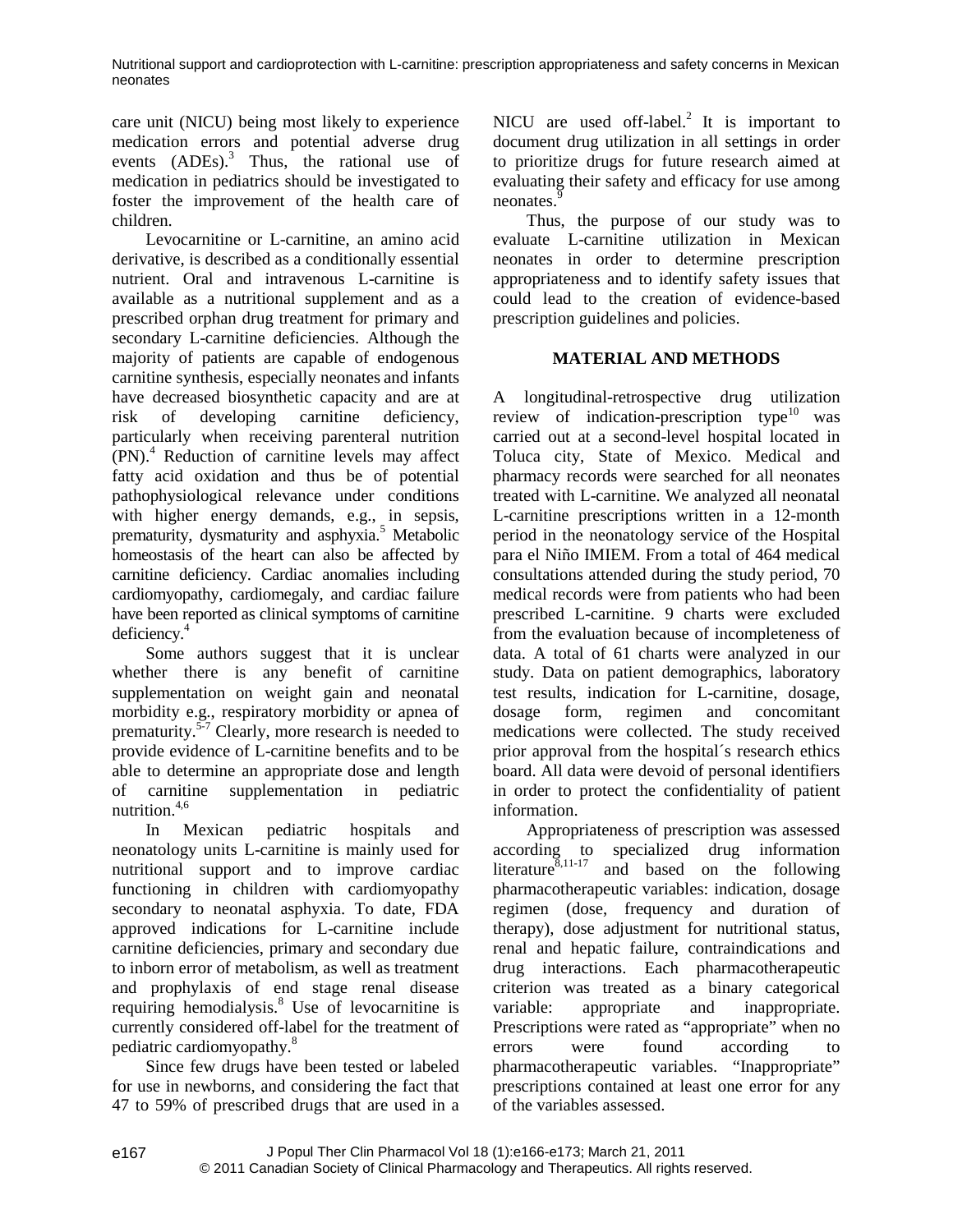care unit (NICU) being most likely to experience medication errors and potential adverse drug events (ADEs).[3] Thus, the rational use of medication in pediatrics should be investigated to foster the improvement of the health care of children.

Levocarnitine or L-carnitine, an amino acid derivative, is described as a conditionally essential nutrient. Oral and intravenous L-carnitine is available as a nutritional supplement and as a prescribed orphan drug treatment for primary and secondary L-carnitine deficiencies. Although the majority of patients are capable of endogenous carnitine synthesis, especially neonates and infants have decreased biosynthetic capacity and are at risk of developing carnitine deficiency, particularly when receiving parenteral nutrition (PN).[4] Reduction of carnitine levels may affect fatty acid oxidation and thus be of potential pathophysiological relevance under conditions with higher energy demands, e.g., in sepsis, prematurity, dysmaturity and asphyxia.[5] Metabolic homeostasis of the heart can also be affected by carnitine deficiency. Cardiac anomalies including cardiomyopathy, cardiomegaly, and cardiac failure have been reported as clinical symptoms of carnitine deficiency.[4]

Some authors suggest that it is unclear whether there is any benefit of carnitine supplementation on weight gain and neonatal morbidity e.g., respiratory morbidity or apnea of prematurity.[5-7] Clearly, more research is needed to provide evidence of L-carnitine benefits and to be able to determine an appropriate dose and length of carnitine supplementation in pediatric nutrition.[4,6]

In Mexican pediatric hospitals and neonatology units L-carnitine is mainly used for nutritional support and to improve cardiac functioning in children with cardiomyopathy secondary to neonatal asphyxia. To date, FDA approved indications for L-carnitine include carnitine deficiencies, primary and secondary due to inborn error of metabolism, as well as treatment and prophylaxis of end stage renal disease requiring hemodialysis.[8] Use of levocarnitine is currently considered off-label for the treatment of pediatric cardiomyopathy.[8]

Since few drugs have been tested or labeled for use in newborns, and considering the fact that 47 to 59% of prescribed drugs that are used in a NICU are used off-label.[2] It is important to document drug utilization in all settings in order to prioritize drugs for future research aimed at evaluating their safety and efficacy for use among neonates.[9]

Thus, the purpose of our study was to evaluate L-carnitine utilization in Mexican neonates in order to determine prescription appropriateness and to identify safety issues that could lead to the creation of evidence-based prescription guidelines and policies.

## MATERIAL AND METHODS

A longitudinal-retrospective drug utilization review of indication-prescription type[10] was carried out at a second-level hospital located in Toluca city, State of Mexico. Medical and pharmacy records were searched for all neonates treated with L-carnitine. We analyzed all neonatal L-carnitine prescriptions written in a 12-month period in the neonatology service of the Hospital para el Niño IMIEM. From a total of 464 medical consultations attended during the study period, 70 medical records were from patients who had been prescribed L-carnitine. 9 charts were excluded from the evaluation because of incompleteness of data. A total of 61 charts were analyzed in our study. Data on patient demographics, laboratory test results, indication for L-carnitine, dosage, dosage form, regimen and concomitant medications were collected. The study received prior approval from the hospital´s research ethics board. All data were devoid of personal identifiers in order to protect the confidentiality of patient information.

Appropriateness of prescription was assessed according to specialized drug information literature[8,11-17] and based on the following pharmacotherapeutic variables: indication, dosage regimen (dose, frequency and duration of therapy), dose adjustment for nutritional status, renal and hepatic failure, contraindications and drug interactions. Each pharmacotherapeutic criterion was treated as a binary categorical variable: appropriate and inappropriate. Prescriptions were rated as "appropriate" when no errors were found according to pharmacotherapeutic variables. "Inappropriate" prescriptions contained at least one error for any of the variables assessed.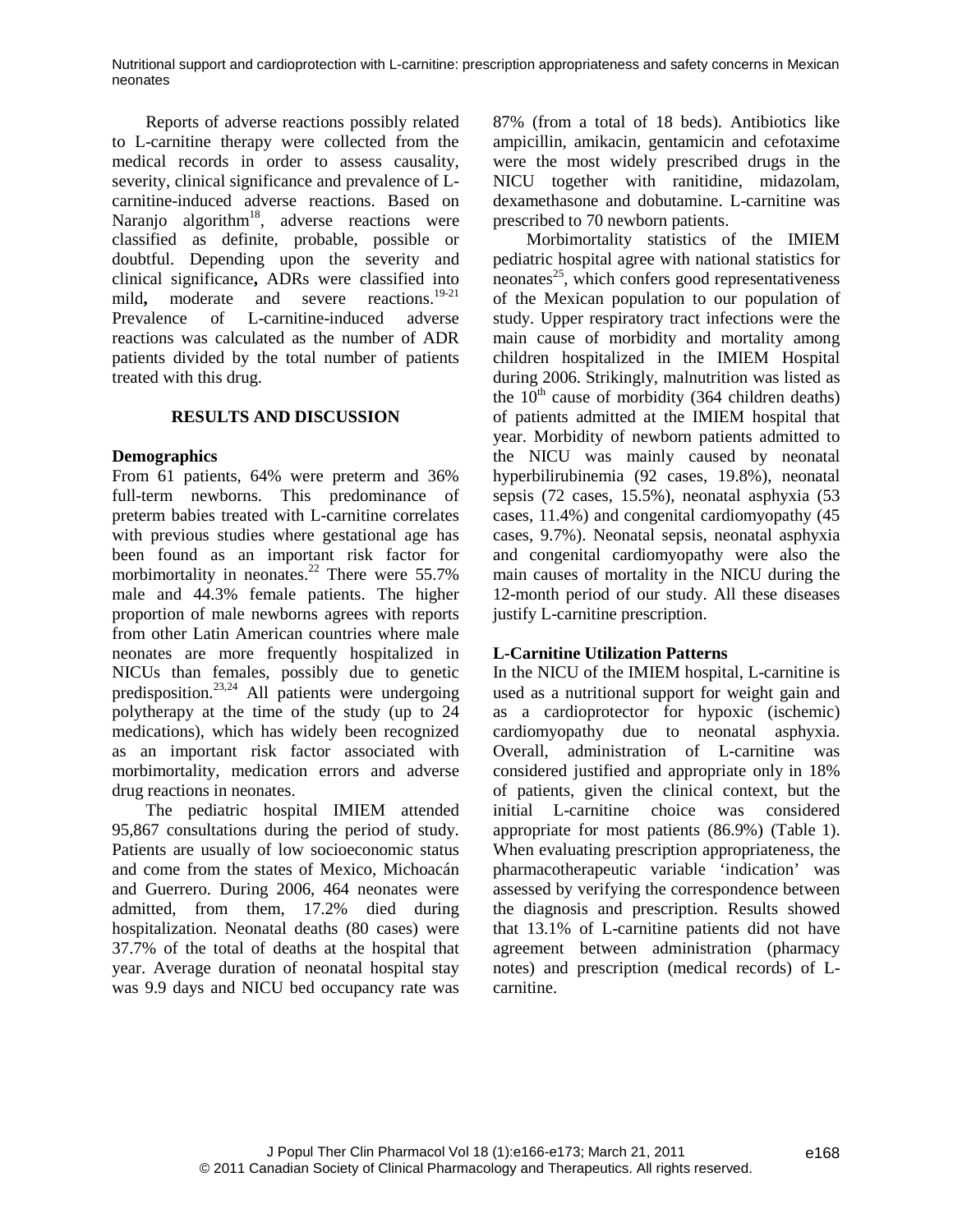Reports of adverse reactions possibly related to L-carnitine therapy were collected from the medical records in order to assess causality, severity, clinical significance and prevalence of L-carnitine-induced adverse reactions. Based on Naranjo algorithm[18], adverse reactions were classified as definite, probable, possible or doubtful. Depending upon the severity and clinical significance**,** ADRs were classified into mild**,** moderate and severe reactions.[19-21] Prevalence of L-carnitine-induced adverse reactions was calculated as the number of ADR patients divided by the total number of patients treated with this drug.

## RESULTS AND DISCUSSION

### Demographics

From 61 patients, 64% were preterm and 36% full-term newborns. This predominance of preterm babies treated with L-carnitine correlates with previous studies where gestational age has been found as an important risk factor for morbimortality in neonates.[22] There were 55.7% male and 44.3% female patients. The higher proportion of male newborns agrees with reports from other Latin American countries where male neonates are more frequently hospitalized in NICUs than females, possibly due to genetic predisposition.[23,24] All patients were undergoing polytherapy at the time of the study (up to 24 medications), which has widely been recognized as an important risk factor associated with morbimortality, medication errors and adverse drug reactions in neonates.

The pediatric hospital IMIEM attended 95,867 consultations during the period of study. Patients are usually of low socioeconomic status and come from the states of Mexico, Michoacán and Guerrero. During 2006, 464 neonates were admitted, from them, 17.2% died during hospitalization. Neonatal deaths (80 cases) were 37.7% of the total of deaths at the hospital that year. Average duration of neonatal hospital stay was 9.9 days and NICU bed occupancy rate was 87% (from a total of 18 beds). Antibiotics like ampicillin, amikacin, gentamicin and cefotaxime were the most widely prescribed drugs in the NICU together with ranitidine, midazolam, dexamethasone and dobutamine. L-carnitine was prescribed to 70 newborn patients.

Morbimortality statistics of the IMIEM pediatric hospital agree with national statistics for neonates[25], which confers good representativeness of the Mexican population to our population of study. Upper respiratory tract infections were the main cause of morbidity and mortality among children hospitalized in the IMIEM Hospital during 2006. Strikingly, malnutrition was listed as the 10$^{th}$ cause of morbidity (364 children deaths) of patients admitted at the IMIEM hospital that year. Morbidity of newborn patients admitted to the NICU was mainly caused by neonatal hyperbilirubinemia (92 cases, 19.8%), neonatal sepsis (72 cases, 15.5%), neonatal asphyxia (53 cases, 11.4%) and congenital cardiomyopathy (45 cases, 9.7%). Neonatal sepsis, neonatal asphyxia and congenital cardiomyopathy were also the main causes of mortality in the NICU during the 12-month period of our study. All these diseases justify L-carnitine prescription.

### L-Carnitine Utilization Patterns

In the NICU of the IMIEM hospital, L-carnitine is used as a nutritional support for weight gain and as a cardioprotector for hypoxic (ischemic) cardiomyopathy due to neonatal asphyxia. Overall, administration of L-carnitine was considered justified and appropriate only in 18% of patients, given the clinical context, but the initial L-carnitine choice was considered appropriate for most patients (86.9%) (Table 1). When evaluating prescription appropriateness, the pharmacotherapeutic variable 'indication' was assessed by verifying the correspondence between the diagnosis and prescription. Results showed that 13.1% of L-carnitine patients did not have agreement between administration (pharmacy notes) and prescription (medical records) of L-carnitine.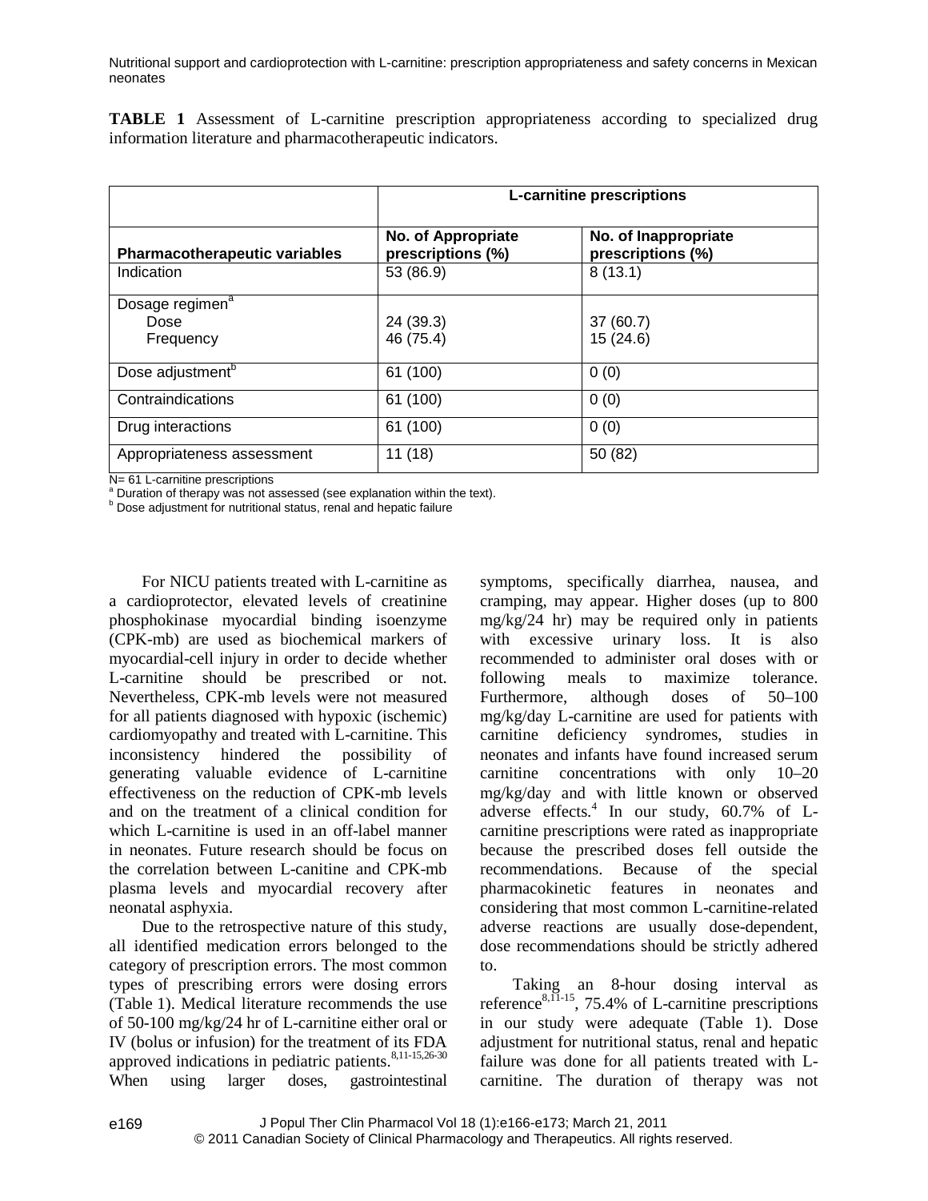**TABLE 1** Assessment of L-carnitine prescription appropriateness according to specialized drug information literature and pharmacotherapeutic indicators.

| | L-carnitine prescriptions | |
|---|---|---|
| **Pharmacotherapeutic variables** | **No. of Appropriate prescriptions (%)** | **No. of Inappropriate prescriptions (%)** |
| Indication | 53 (86.9) | 8 (13.1) |
| Dosage regimen[a] | | |
| Dose | 24 (39.3) | 37 (60.7) |
| Frequency | 46 (75.4) | 15 (24.6) |
| Dose adjustment[b] | 61 (100) | 0 (0) |
| Contraindications | 61 (100) | 0 (0) |
| Drug interactions | 61 (100) | 0 (0) |
| Appropriateness assessment | 11 (18) | 50 (82) |

N= 61 L-carnitine prescriptions
[a] Duration of therapy was not assessed (see explanation within the text).
[b] Dose adjustment for nutritional status, renal and hepatic failure

For NICU patients treated with L-carnitine as a cardioprotector, elevated levels of creatinine phosphokinase myocardial binding isoenzyme (CPK-mb) are used as biochemical markers of myocardial-cell injury in order to decide whether L-carnitine should be prescribed or not. Nevertheless, CPK-mb levels were not measured for all patients diagnosed with hypoxic (ischemic) cardiomyopathy and treated with L-carnitine. This inconsistency hindered the possibility of generating valuable evidence of L-carnitine effectiveness on the reduction of CPK-mb levels and on the treatment of a clinical condition for which L-carnitine is used in an off-label manner in neonates. Future research should be focus on the correlation between L-canitine and CPK-mb plasma levels and myocardial recovery after neonatal asphyxia.

Due to the retrospective nature of this study, all identified medication errors belonged to the category of prescription errors. The most common types of prescribing errors were dosing errors (Table 1). Medical literature recommends the use of 50-100 mg/kg/24 hr of L-carnitine either oral or IV (bolus or infusion) for the treatment of its FDA approved indications in pediatric patients.[8,11-15,26-30] When using larger doses, gastrointestinal symptoms, specifically diarrhea, nausea, and cramping, may appear. Higher doses (up to 800 mg/kg/24 hr) may be required only in patients with excessive urinary loss. It is also recommended to administer oral doses with or following meals to maximize tolerance. Furthermore, although doses of 50–100 mg/kg/day L-carnitine are used for patients with carnitine deficiency syndromes, studies in neonates and infants have found increased serum carnitine concentrations with only 10–20 mg/kg/day and with little known or observed adverse effects.[4] In our study, 60.7% of L-carnitine prescriptions were rated as inappropriate because the prescribed doses fell outside the recommendations. Because of the special pharmacokinetic features in neonates and considering that most common L-carnitine-related adverse reactions are usually dose-dependent, dose recommendations should be strictly adhered to.

Taking an 8-hour dosing interval as reference[8,11-15], 75.4% of L-carnitine prescriptions in our study were adequate (Table 1). Dose adjustment for nutritional status, renal and hepatic failure was done for all patients treated with L-carnitine. The duration of therapy was not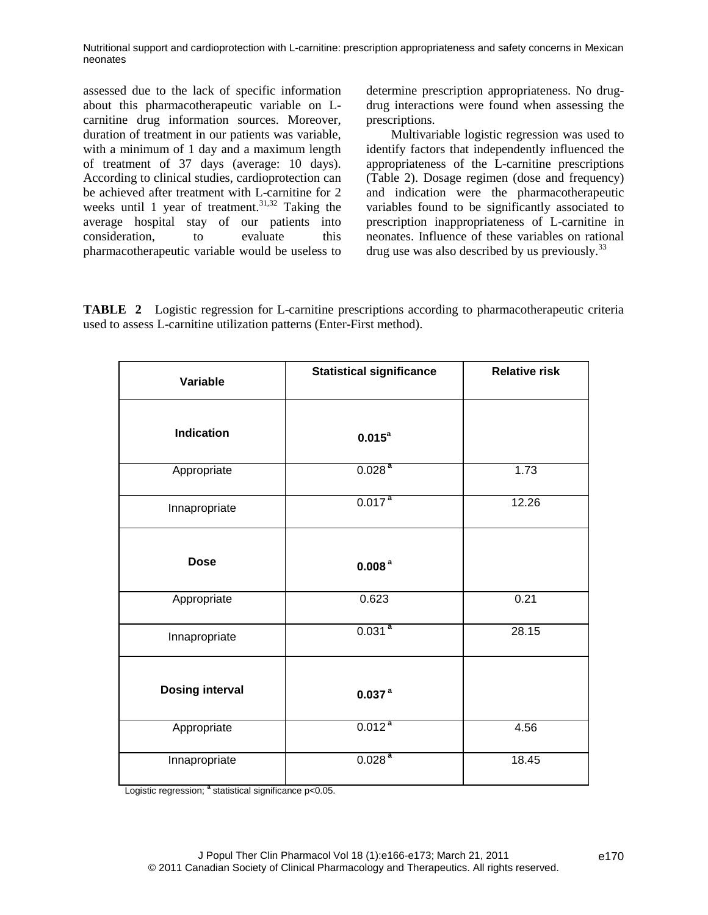assessed due to the lack of specific information about this pharmacotherapeutic variable on L-carnitine drug information sources. Moreover, duration of treatment in our patients was variable, with a minimum of 1 day and a maximum length of treatment of 37 days (average: 10 days). According to clinical studies, cardioprotection can be achieved after treatment with L-carnitine for 2 weeks until 1 year of treatment.[31,32] Taking the average hospital stay of our patients into consideration, to evaluate this pharmacotherapeutic variable would be useless to determine prescription appropriateness. No drug-drug interactions were found when assessing the prescriptions.

Multivariable logistic regression was used to identify factors that independently influenced the appropriateness of the L-carnitine prescriptions (Table 2). Dosage regimen (dose and frequency) and indication were the pharmacotherapeutic variables found to be significantly associated to prescription inappropriateness of L-carnitine in neonates. Influence of these variables on rational drug use was also described by us previously.[33]

**TABLE 2** Logistic regression for L-carnitine prescriptions according to pharmacotherapeutic criteria used to assess L-carnitine utilization patterns (Enter-First method).

| Variable | Statistical significance | Relative risk |
|---|---|---|
| **Indication** | **0.015**[a] | |
| Appropriate | 0.028[a] | 1.73 |
| Innapropriate | 0.017[a] | 12.26 |
| **Dose** | **0.008**[a] | |
| Appropriate | 0.623 | 0.21 |
| Innapropriate | 0.031[a] | 28.15 |
| **Dosing interval** | **0.037**[a] | |
| Appropriate | 0.012[a] | 4.56 |
| Innapropriate | 0.028[a] | 18.45 |

Logistic regression; [a] statistical significance $p<0.05$.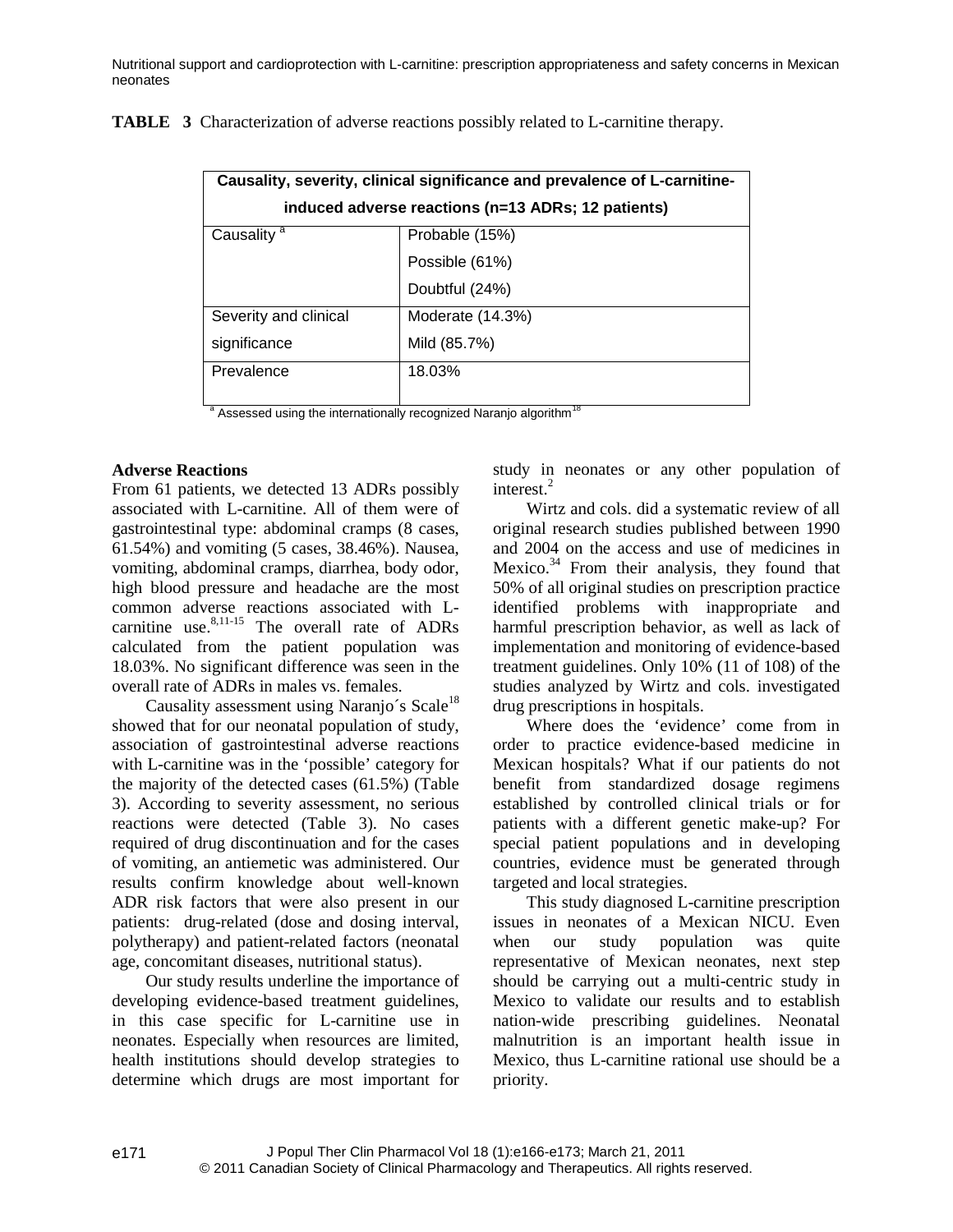**TABLE 3** Characterization of adverse reactions possibly related to L-carnitine therapy.

| Causality, severity, clinical significance and prevalence of L-carnitine-induced adverse reactions (n=13 ADRs; 12 patients) | |
|---|---|
| Causality [a] | Probable (15%)<br>Possible (61%)<br>Doubtful (24%) |
| Severity and clinical significance | Moderate (14.3%)<br>Mild (85.7%) |
| Prevalence | 18.03% |

[a] Assessed using the internationally recognized Naranjo algorithm[18]

**Adverse Reactions**

From 61 patients, we detected 13 ADRs possibly associated with L-carnitine. All of them were of gastrointestinal type: abdominal cramps (8 cases, 61.54%) and vomiting (5 cases, 38.46%). Nausea, vomiting, abdominal cramps, diarrhea, body odor, high blood pressure and headache are the most common adverse reactions associated with L-carnitine use.[8,11-15] The overall rate of ADRs calculated from the patient population was 18.03%. No significant difference was seen in the overall rate of ADRs in males vs. females.

Causality assessment using Naranjo´s Scale[18] showed that for our neonatal population of study, association of gastrointestinal adverse reactions with L-carnitine was in the 'possible' category for the majority of the detected cases (61.5%) (Table 3). According to severity assessment, no serious reactions were detected (Table 3). No cases required of drug discontinuation and for the cases of vomiting, an antiemetic was administered. Our results confirm knowledge about well-known ADR risk factors that were also present in our patients: drug-related (dose and dosing interval, polytherapy) and patient-related factors (neonatal age, concomitant diseases, nutritional status).

Our study results underline the importance of developing evidence-based treatment guidelines, in this case specific for L-carnitine use in neonates. Especially when resources are limited, health institutions should develop strategies to determine which drugs are most important for study in neonates or any other population of interest.[2]

Wirtz and cols. did a systematic review of all original research studies published between 1990 and 2004 on the access and use of medicines in Mexico.[34] From their analysis, they found that 50% of all original studies on prescription practice identified problems with inappropriate and harmful prescription behavior, as well as lack of implementation and monitoring of evidence-based treatment guidelines. Only 10% (11 of 108) of the studies analyzed by Wirtz and cols. investigated drug prescriptions in hospitals.

Where does the 'evidence' come from in order to practice evidence-based medicine in Mexican hospitals? What if our patients do not benefit from standardized dosage regimens established by controlled clinical trials or for patients with a different genetic make-up? For special patient populations and in developing countries, evidence must be generated through targeted and local strategies.

This study diagnosed L-carnitine prescription issues in neonates of a Mexican NICU. Even when our study population was quite representative of Mexican neonates, next step should be carrying out a multi-centric study in Mexico to validate our results and to establish nation-wide prescribing guidelines. Neonatal malnutrition is an important health issue in Mexico, thus L-carnitine rational use should be a priority.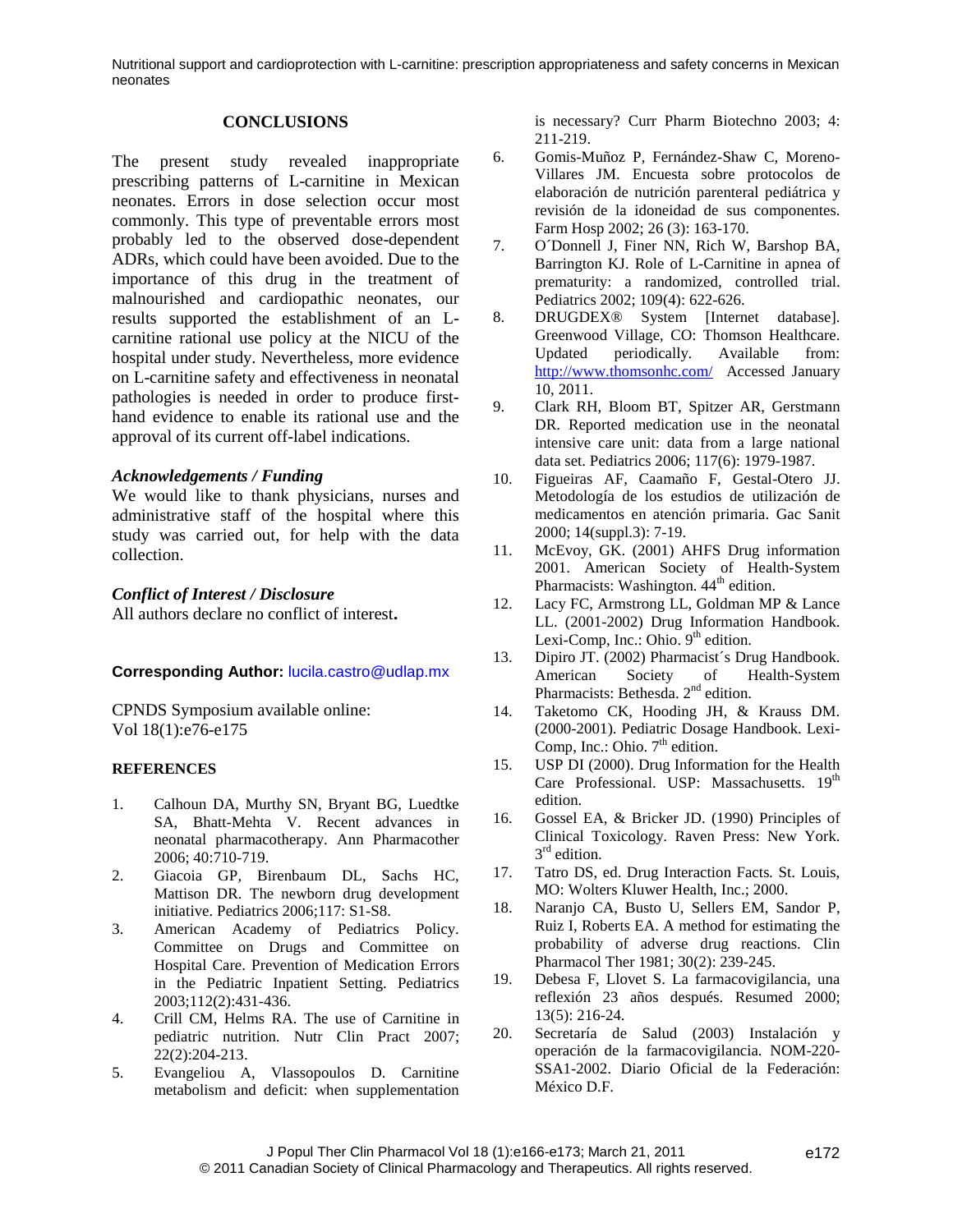## CONCLUSIONS

The present study revealed inappropriate prescribing patterns of L-carnitine in Mexican neonates. Errors in dose selection occur most commonly. This type of preventable errors most probably led to the observed dose-dependent ADRs, which could have been avoided. Due to the importance of this drug in the treatment of malnourished and cardiopathic neonates, our results supported the establishment of an L-carnitine rational use policy at the NICU of the hospital under study. Nevertheless, more evidence on L-carnitine safety and effectiveness in neonatal pathologies is needed in order to produce first-hand evidence to enable its rational use and the approval of its current off-label indications.

### *Acknowledgements / Funding*

We would like to thank physicians, nurses and administrative staff of the hospital where this study was carried out, for help with the data collection.

### *Conflict of Interest / Disclosure*

All authors declare no conflict of interest**.**

**Corresponding Author:** lucila.castro@udlap.mx

CPNDS Symposium available online:
Vol 18(1):e76-e175

## REFERENCES

1. Calhoun DA, Murthy SN, Bryant BG, Luedtke SA, Bhatt-Mehta V. Recent advances in neonatal pharmacotherapy. Ann Pharmacother 2006; 40:710-719.
2. Giacoia GP, Birenbaum DL, Sachs HC, Mattison DR. The newborn drug development initiative. Pediatrics 2006;117: S1-S8.
3. American Academy of Pediatrics Policy. Committee on Drugs and Committee on Hospital Care. Prevention of Medication Errors in the Pediatric Inpatient Setting. Pediatrics 2003;112(2):431-436.
4. Crill CM, Helms RA. The use of Carnitine in pediatric nutrition. Nutr Clin Pract 2007; 22(2):204-213.
5. Evangeliou A, Vlassopoulos D. Carnitine metabolism and deficit: when supplementation is necessary? Curr Pharm Biotechno 2003; 4: 211-219.
6. Gomis-Muñoz P, Fernández-Shaw C, Moreno-Villares JM. Encuesta sobre protocolos de elaboración de nutrición parenteral pediátrica y revisión de la idoneidad de sus componentes. Farm Hosp 2002; 26 (3): 163-170.
7. O´Donnell J, Finer NN, Rich W, Barshop BA, Barrington KJ. Role of L-Carnitine in apnea of prematurity: a randomized, controlled trial. Pediatrics 2002; 109(4): 622-626.
8. DRUGDEX® System [Internet database]. Greenwood Village, CO: Thomson Healthcare. Updated periodically. Available from: http://www.thomsonhc.com/ Accessed January 10, 2011.
9. Clark RH, Bloom BT, Spitzer AR, Gerstmann DR. Reported medication use in the neonatal intensive care unit: data from a large national data set. Pediatrics 2006; 117(6): 1979-1987.
10. Figueiras AF, Caamaño F, Gestal-Otero JJ. Metodología de los estudios de utilización de medicamentos en atención primaria. Gac Sanit 2000; 14(suppl.3): 7-19.
11. McEvoy, GK. (2001) AHFS Drug information 2001. American Society of Health-System Pharmacists: Washington. 44th edition.
12. Lacy FC, Armstrong LL, Goldman MP & Lance LL. (2001-2002) Drug Information Handbook. Lexi-Comp, Inc.: Ohio. 9th edition.
13. Dipiro JT. (2002) Pharmacist´s Drug Handbook. American Society of Health-System Pharmacists: Bethesda. 2nd edition.
14. Taketomo CK, Hooding JH, & Krauss DM. (2000-2001). Pediatric Dosage Handbook. Lexi-Comp, Inc.: Ohio. 7th edition.
15. USP DI (2000). Drug Information for the Health Care Professional. USP: Massachusetts. 19th edition.
16. Gossel EA, & Bricker JD. (1990) Principles of Clinical Toxicology. Raven Press: New York. 3rd edition.
17. Tatro DS, ed. Drug Interaction Facts. St. Louis, MO: Wolters Kluwer Health, Inc.; 2000.
18. Naranjo CA, Busto U, Sellers EM, Sandor P, Ruiz I, Roberts EA. A method for estimating the probability of adverse drug reactions. Clin Pharmacol Ther 1981; 30(2): 239-245.
19. Debesa F, Llovet S. La farmacovigilancia, una reflexión 23 años después. Resumed 2000; 13(5): 216-24.
20. Secretaría de Salud (2003) Instalación y operación de la farmacovigilancia. NOM-220-SSA1-2002. Diario Oficial de la Federación: México D.F.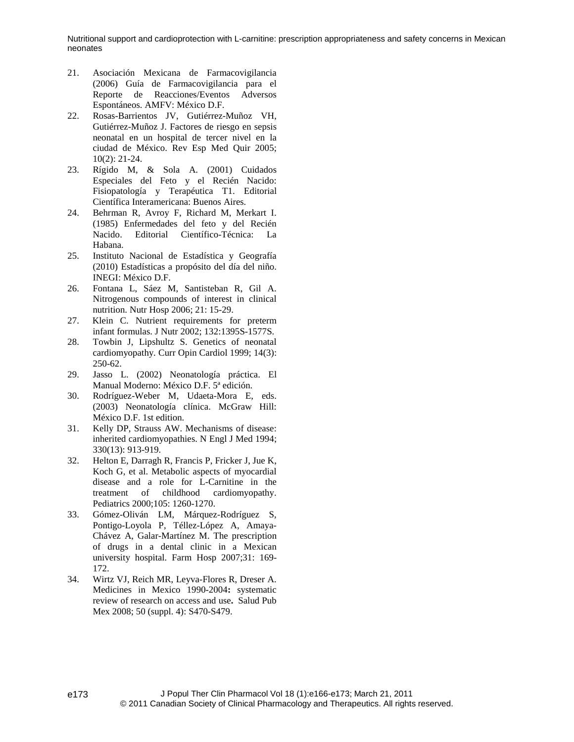21. Asociación Mexicana de Farmacovigilancia (2006) Guía de Farmacovigilancia para el Reporte de Reacciones/Eventos Adversos Espontáneos. AMFV: México D.F.
22. Rosas-Barrientos JV, Gutiérrez-Muñoz VH, Gutiérrez-Muñoz J. Factores de riesgo en sepsis neonatal en un hospital de tercer nivel en la ciudad de México. Rev Esp Med Quir 2005; 10(2): 21-24.
23. Rígido M, & Sola A. (2001) Cuidados Especiales del Feto y el Recién Nacido: Fisiopatología y Terapéutica T1. Editorial Científica Interamericana: Buenos Aires.
24. Behrman R, Avroy F, Richard M, Merkart I. (1985) Enfermedades del feto y del Recién Nacido. Editorial Científico-Técnica: La Habana.
25. Instituto Nacional de Estadística y Geografía (2010) Estadísticas a propósito del día del niño. INEGI: México D.F.
26. Fontana L, Sáez M, Santisteban R, Gil A. Nitrogenous compounds of interest in clinical nutrition. Nutr Hosp 2006; 21: 15-29.
27. Klein C. Nutrient requirements for preterm infant formulas. J Nutr 2002; 132:1395S-1577S.
28. Towbin J, Lipshultz S. Genetics of neonatal cardiomyopathy. Curr Opin Cardiol 1999; 14(3): 250-62.
29. Jasso L. (2002) Neonatología práctica. El Manual Moderno: México D.F. 5ª edición.
30. Rodríguez-Weber M, Udaeta-Mora E, eds. (2003) Neonatología clínica. McGraw Hill: México D.F. 1st edition.
31. Kelly DP, Strauss AW. Mechanisms of disease: inherited cardiomyopathies. N Engl J Med 1994; 330(13): 913-919.
32. Helton E, Darragh R, Francis P, Fricker J, Jue K, Koch G, et al. Metabolic aspects of myocardial disease and a role for L-Carnitine in the treatment of childhood cardiomyopathy. Pediatrics 2000;105: 1260-1270.
33. Gómez-Oliván LM, Márquez-Rodríguez S, Pontigo-Loyola P, Téllez-López A, Amaya-Chávez A, Galar-Martínez M. The prescription of drugs in a dental clinic in a Mexican university hospital. Farm Hosp 2007;31: 169-172.
34. Wirtz VJ, Reich MR, Leyva-Flores R, Dreser A. Medicines in Mexico 1990-2004**:** systematic review of research on access and use**.** Salud Pub Mex 2008; 50 (suppl. 4): S470-S479.